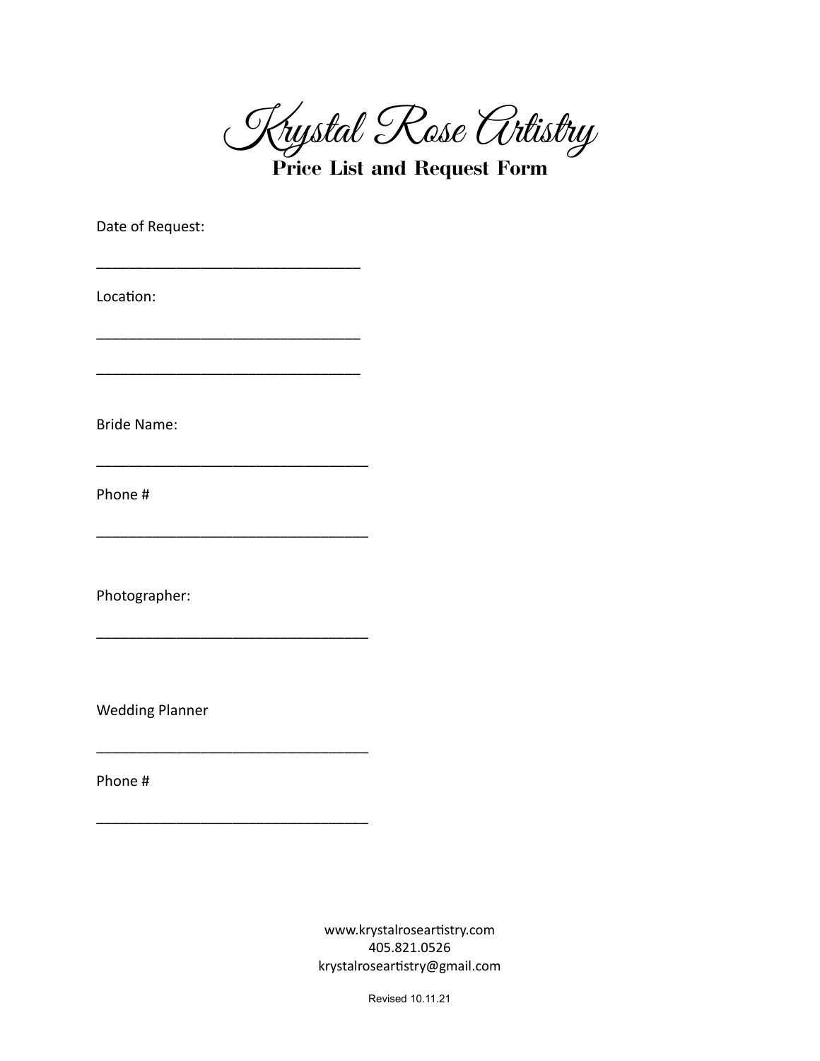# Krystal Rose Artistry

## Price List and Request Form

Date of Request:

_________________________________

Location:

_________________________________

_________________________________

Bride Name:

__________________________________

Phone #

__________________________________

Photographer:

__________________________________

Wedding Planner

__________________________________

Phone #

__________________________________

www.krystalroseartistry.com
405.821.0526
krystalroseartistry@gmail.com

Revised 10.11.21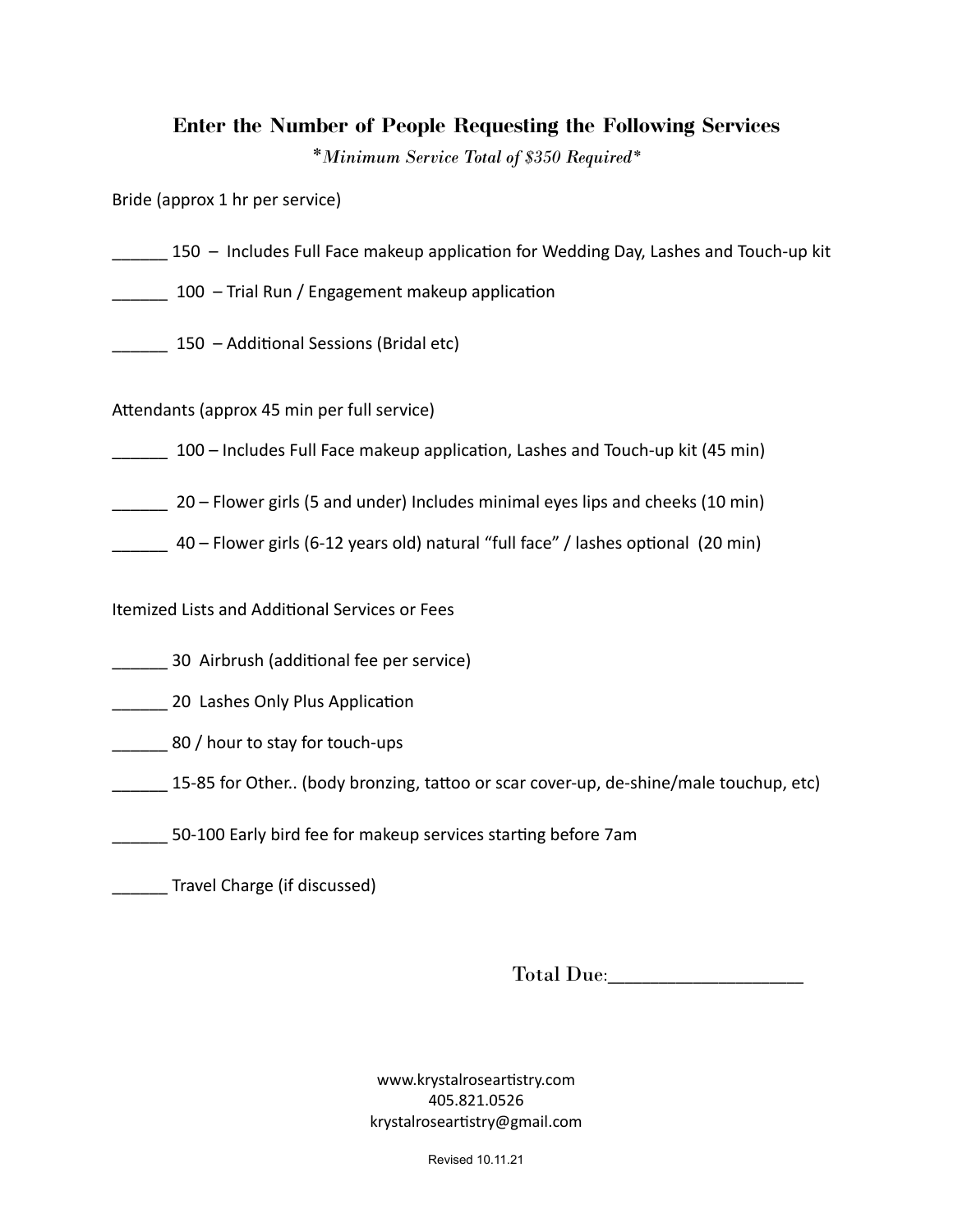## Enter the Number of People Requesting the Following Services

*\*Minimum Service Total of $350 Required\**

Bride (approx 1 hr per service)

______ 150 – Includes Full Face makeup application for Wedding Day, Lashes and Touch-up kit

______ 100 – Trial Run / Engagement makeup application

______ 150 – Additional Sessions (Bridal etc)

Attendants (approx 45 min per full service)

______ 100 – Includes Full Face makeup application, Lashes and Touch-up kit (45 min)

______ 20 – Flower girls (5 and under) Includes minimal eyes lips and cheeks (10 min)

______ 40 – Flower girls (6-12 years old) natural "full face" / lashes optional (20 min)

Itemized Lists and Additional Services or Fees

______ 30 Airbrush (additional fee per service)

______ 20 Lashes Only Plus Application

______ 80 / hour to stay for touch-ups

______ 15-85 for Other.. (body bronzing, tattoo or scar cover-up, de-shine/male touchup, etc)

______ 50-100 Early bird fee for makeup services starting before 7am

______ Travel Charge (if discussed)

Total Due:___________________

www.krystalroseartistry.com
405.821.0526
krystalroseartistry@gmail.com

Revised 10.11.21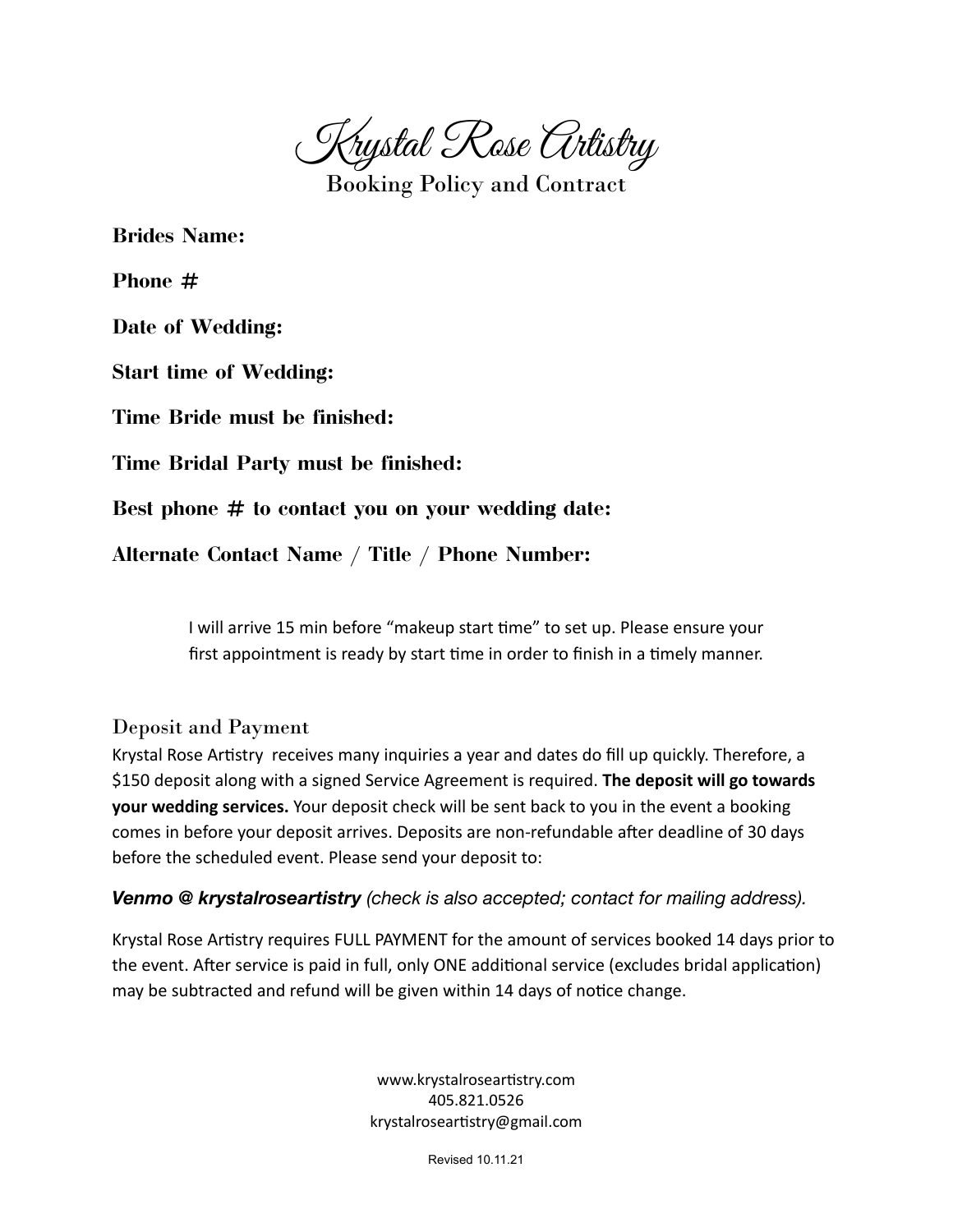# Krystal Rose Artistry

## Booking Policy and Contract

**Brides Name:**

**Phone #**

**Date of Wedding:**

**Start time of Wedding:**

**Time Bride must be finished:**

**Time Bridal Party must be finished:**

**Best phone # to contact you on your wedding date:**

**Alternate Contact Name / Title / Phone Number:**

I will arrive 15 min before "makeup start time" to set up. Please ensure your first appointment is ready by start time in order to finish in a timely manner.

### Deposit and Payment

Krystal Rose Artistry receives many inquiries a year and dates do fill up quickly. Therefore, a $150 deposit along with a signed Service Agreement is required. **The deposit will go towards your wedding services.** Your deposit check will be sent back to you in the event a booking comes in before your deposit arrives. Deposits are non-refundable after deadline of 30 days before the scheduled event. Please send your deposit to:

***Venmo @ krystalroseartistry*** *(check is also accepted; contact for mailing address).*

Krystal Rose Artistry requires FULL PAYMENT for the amount of services booked 14 days prior to the event. After service is paid in full, only ONE additional service (excludes bridal application) may be subtracted and refund will be given within 14 days of notice change.

www.krystalroseartistry.com
405.821.0526
krystalroseartistry@gmail.com

Revised 10.11.21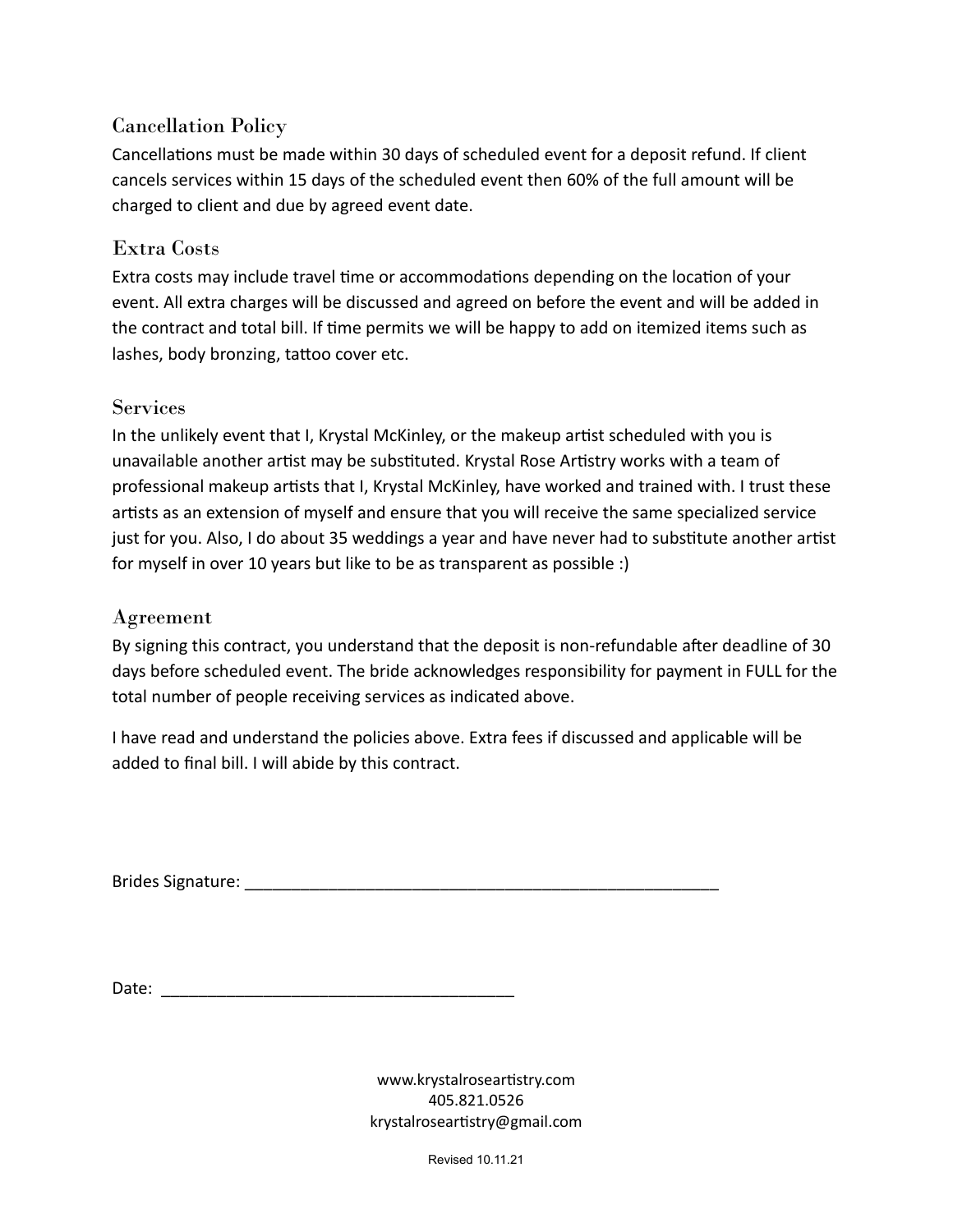## Cancellation Policy

Cancellations must be made within 30 days of scheduled event for a deposit refund. If client cancels services within 15 days of the scheduled event then 60% of the full amount will be charged to client and due by agreed event date.

## Extra Costs

Extra costs may include travel time or accommodations depending on the location of your event. All extra charges will be discussed and agreed on before the event and will be added in the contract and total bill. If time permits we will be happy to add on itemized items such as lashes, body bronzing, tattoo cover etc.

## Services

In the unlikely event that I, Krystal McKinley, or the makeup artist scheduled with you is unavailable another artist may be substituted. Krystal Rose Artistry works with a team of professional makeup artists that I, Krystal McKinley, have worked and trained with. I trust these artists as an extension of myself and ensure that you will receive the same specialized service just for you. Also, I do about 35 weddings a year and have never had to substitute another artist for myself in over 10 years but like to be as transparent as possible :)

## Agreement

By signing this contract, you understand that the deposit is non-refundable after deadline of 30 days before scheduled event. The bride acknowledges responsibility for payment in FULL for the total number of people receiving services as indicated above.

I have read and understand the policies above. Extra fees if discussed and applicable will be added to final bill. I will abide by this contract.

Brides Signature: _______________________________________________________

Date: _______________________________________

www.krystalroseartistry.com
405.821.0526
krystalroseartistry@gmail.com

Revised 10.11.21